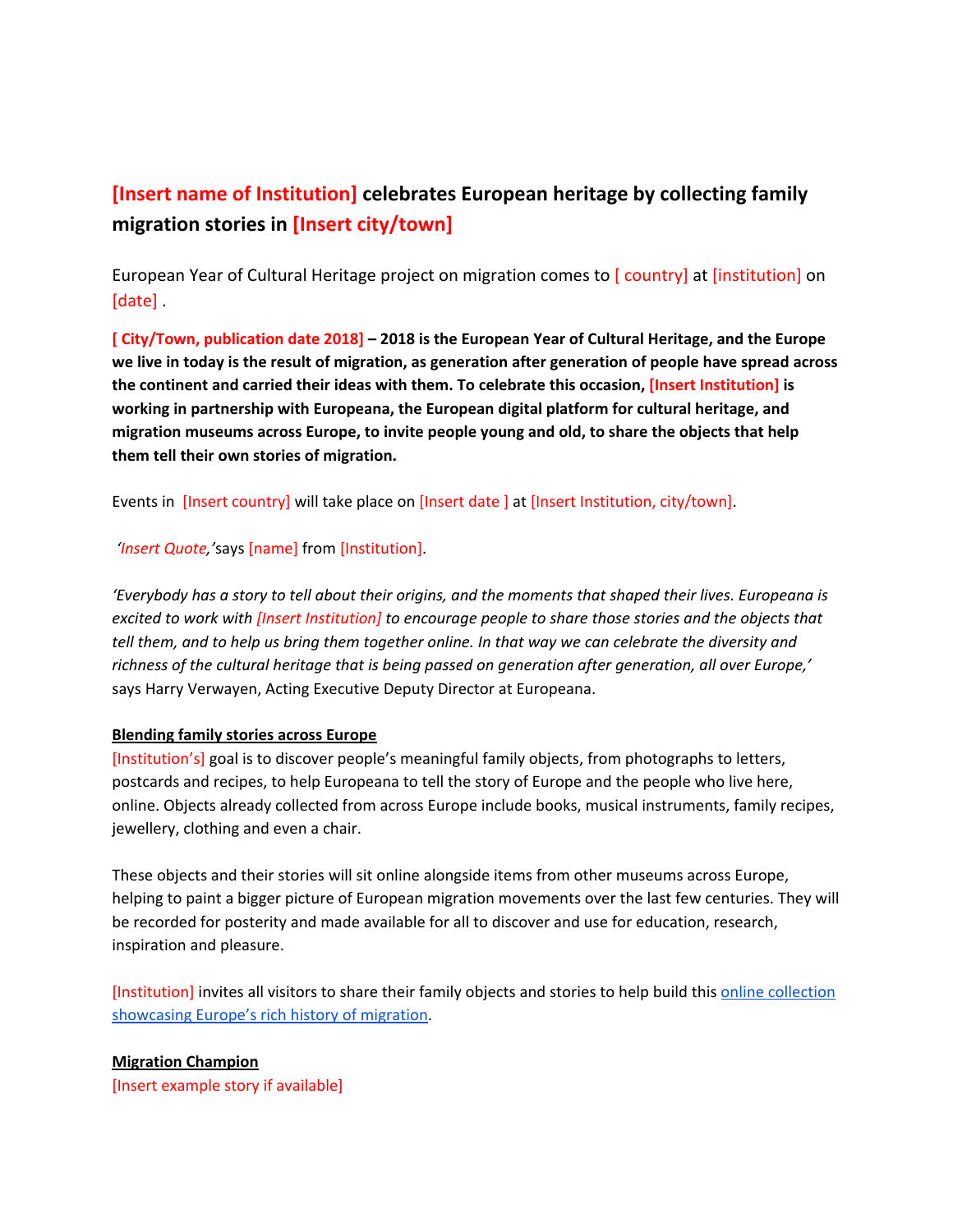# [Insert name of Institution] celebrates European heritage by collecting family migration stories in [Insert city/town]

European Year of Cultural Heritage project on migration comes to [ country] at [institution] on [date] .

**[ City/Town, publication date 2018] – 2018 is the European Year of Cultural Heritage, and the Europe we live in today is the result of migration, as generation after generation of people have spread across the continent and carried their ideas with them. To celebrate this occasion, [Insert Institution] is working in partnership with Europeana, the European digital platform for cultural heritage, and migration museums across Europe, to invite people young and old, to share the objects that help them tell their own stories of migration.**

Events in [Insert country] will take place on [Insert date ] at [Insert Institution, city/town].

*'Insert Quote,'* says [name] from [Institution].

*'Everybody has a story to tell about their origins, and the moments that shaped their lives. Europeana is excited to work with [Insert Institution] to encourage people to share those stories and the objects that tell them, and to help us bring them together online. In that way we can celebrate the diversity and richness of the cultural heritage that is being passed on generation after generation, all over Europe,'* says Harry Verwayen, Acting Executive Deputy Director at Europeana.

**Blending family stories across Europe**

[Institution's] goal is to discover people's meaningful family objects, from photographs to letters, postcards and recipes, to help Europeana to tell the story of Europe and the people who live here, online. Objects already collected from across Europe include books, musical instruments, family recipes, jewellery, clothing and even a chair.

These objects and their stories will sit online alongside items from other museums across Europe, helping to paint a bigger picture of European migration movements over the last few centuries. They will be recorded for posterity and made available for all to discover and use for education, research, inspiration and pleasure.

[Institution] invites all visitors to share their family objects and stories to help build this online collection showcasing Europe's rich history of migration.

**Migration Champion**

[Insert example story if available]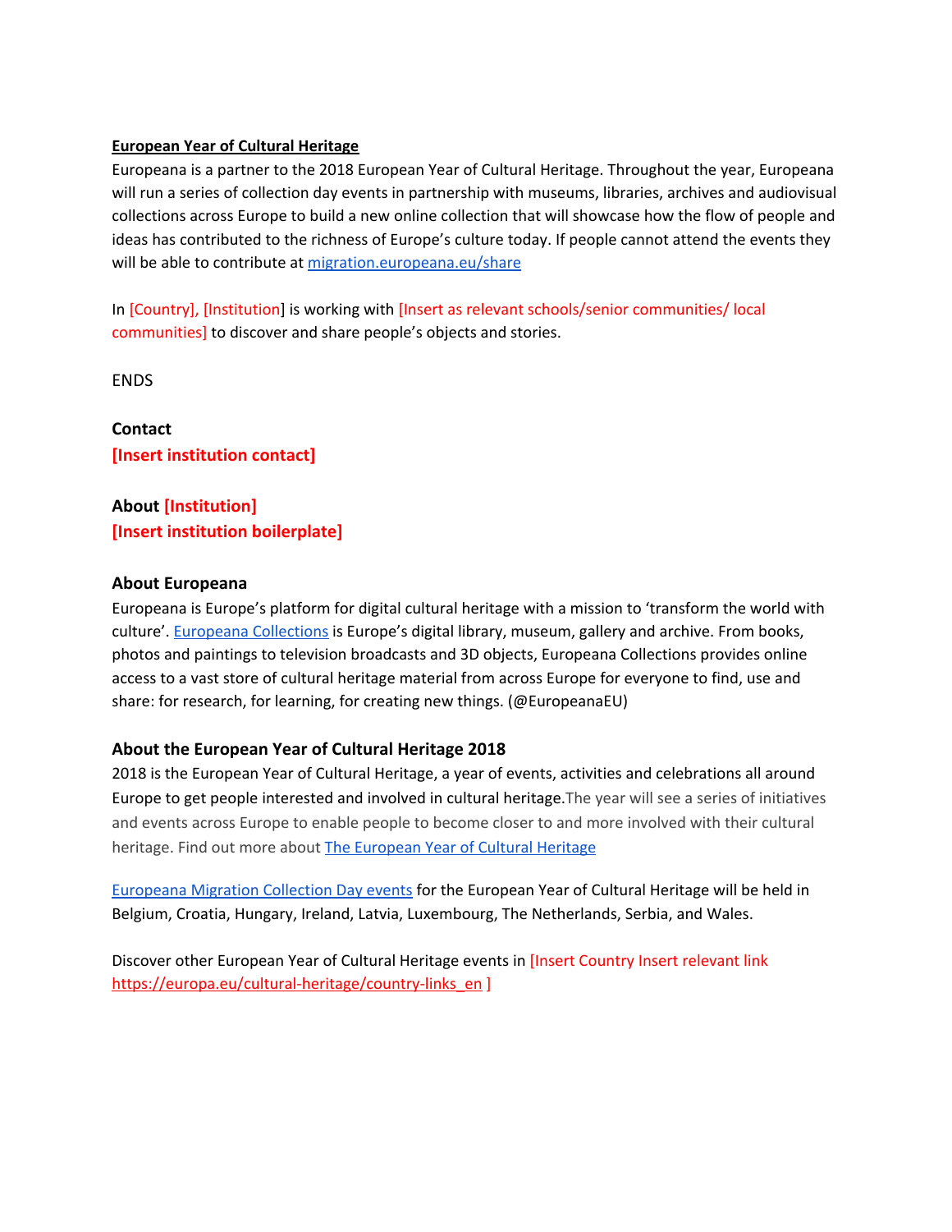**European Year of Cultural Heritage**

Europeana is a partner to the 2018 European Year of Cultural Heritage. Throughout the year, Europeana will run a series of collection day events in partnership with museums, libraries, archives and audiovisual collections across Europe to build a new online collection that will showcase how the flow of people and ideas has contributed to the richness of Europe's culture today. If people cannot attend the events they will be able to contribute at migration.europeana.eu/share

In [Country], [Institution] is working with [Insert as relevant schools/senior communities/ local communities] to discover and share people's objects and stories.

ENDS

**Contact**
**[Insert institution contact]**

**About [Institution]**
**[Insert institution boilerplate]**

### About Europeana

Europeana is Europe's platform for digital cultural heritage with a mission to 'transform the world with culture'. Europeana Collections is Europe's digital library, museum, gallery and archive. From books, photos and paintings to television broadcasts and 3D objects, Europeana Collections provides online access to a vast store of cultural heritage material from across Europe for everyone to find, use and share: for research, for learning, for creating new things. (@EuropeanaEU)

### About the European Year of Cultural Heritage 2018

2018 is the European Year of Cultural Heritage, a year of events, activities and celebrations all around Europe to get people interested and involved in cultural heritage.The year will see a series of initiatives and events across Europe to enable people to become closer to and more involved with their cultural heritage. Find out more about The European Year of Cultural Heritage

Europeana Migration Collection Day events for the European Year of Cultural Heritage will be held in Belgium, Croatia, Hungary, Ireland, Latvia, Luxembourg, The Netherlands, Serbia, and Wales.

Discover other European Year of Cultural Heritage events in [Insert Country Insert relevant link https://europa.eu/cultural-heritage/country-links_en ]